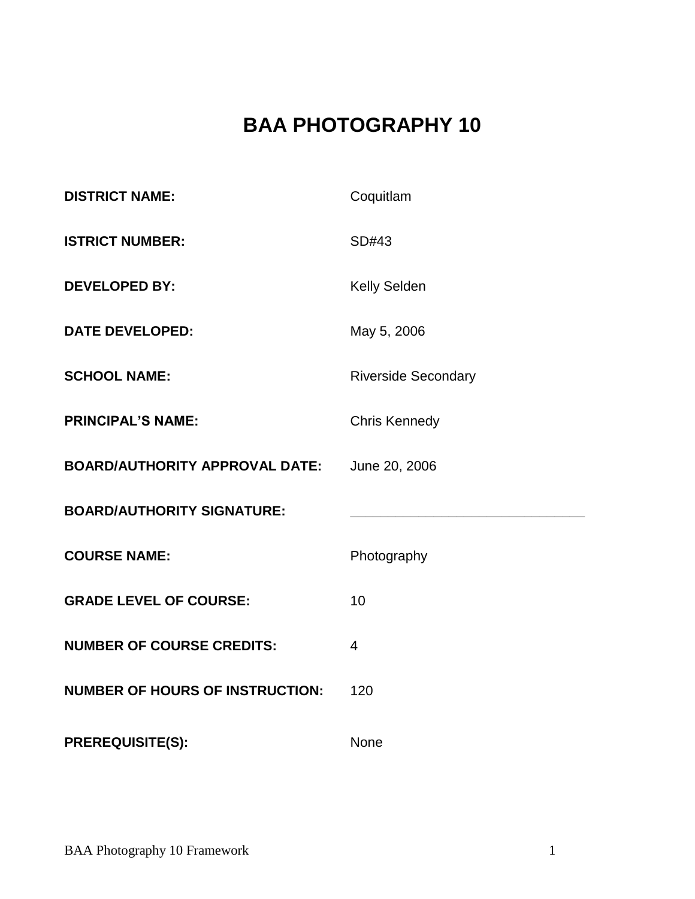# BAA PHOTOGRAPHY 10

**DISTRICT NAME:** Coquitlam

**ISTRICT NUMBER:** SD#43

**DEVELOPED BY:** Kelly Selden

**DATE DEVELOPED:** May 5, 2006

**SCHOOL NAME:** Riverside Secondary

**PRINCIPAL'S NAME:** Chris Kennedy

**BOARD/AUTHORITY APPROVAL DATE:** June 20, 2006

**BOARD/AUTHORITY SIGNATURE:** _______________________________

**COURSE NAME:** Photography

**GRADE LEVEL OF COURSE:** 10

**NUMBER OF COURSE CREDITS:** 4

**NUMBER OF HOURS OF INSTRUCTION:** 120

**PREREQUISITE(S):** None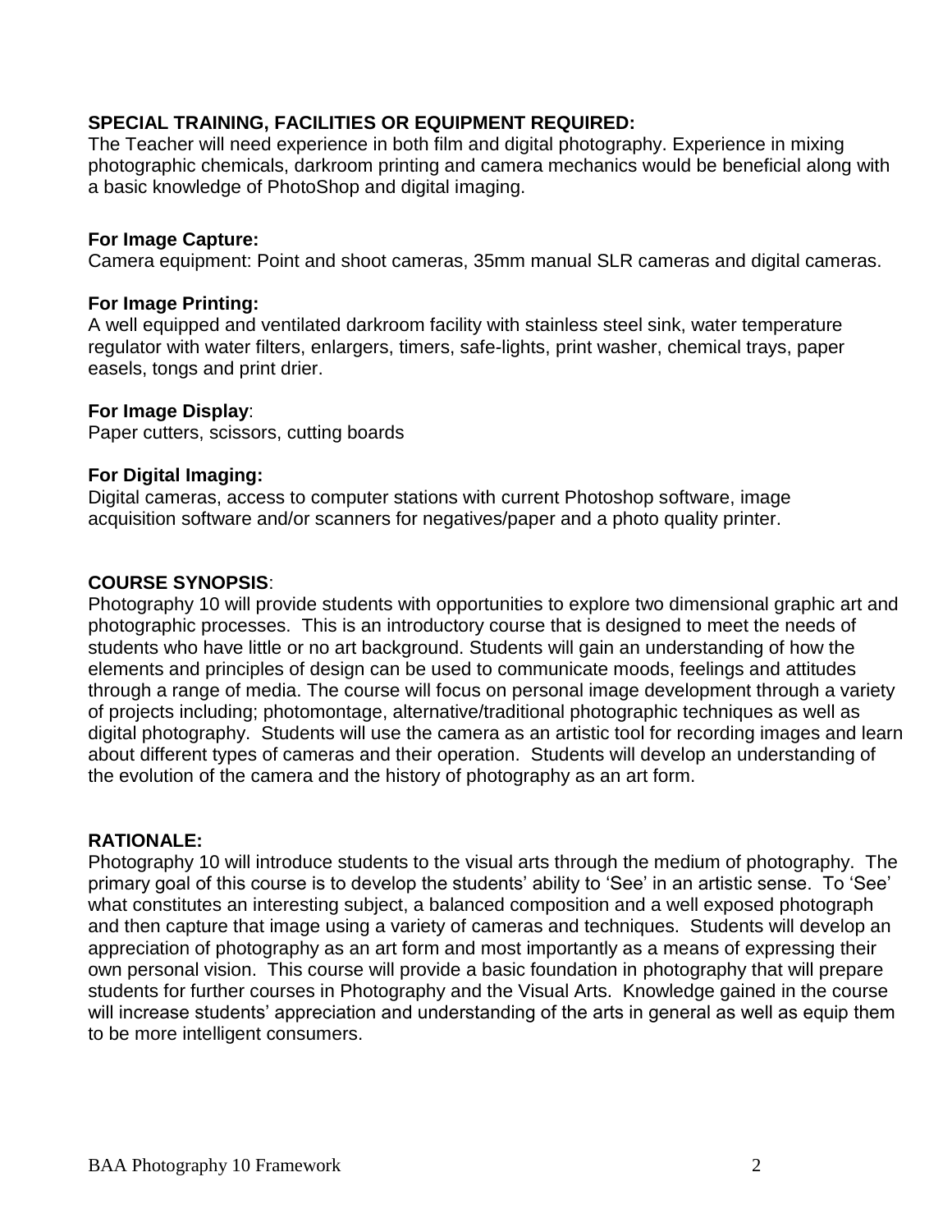**SPECIAL TRAINING, FACILITIES OR EQUIPMENT REQUIRED:**
The Teacher will need experience in both film and digital photography. Experience in mixing photographic chemicals, darkroom printing and camera mechanics would be beneficial along with a basic knowledge of PhotoShop and digital imaging.

**For Image Capture:**
Camera equipment: Point and shoot cameras, 35mm manual SLR cameras and digital cameras.

**For Image Printing:**
A well equipped and ventilated darkroom facility with stainless steel sink, water temperature regulator with water filters, enlargers, timers, safe-lights, print washer, chemical trays, paper easels, tongs and print drier.

**For Image Display**:
Paper cutters, scissors, cutting boards

**For Digital Imaging:**
Digital cameras, access to computer stations with current Photoshop software, image acquisition software and/or scanners for negatives/paper and a photo quality printer.

**COURSE SYNOPSIS**:
Photography 10 will provide students with opportunities to explore two dimensional graphic art and photographic processes. This is an introductory course that is designed to meet the needs of students who have little or no art background. Students will gain an understanding of how the elements and principles of design can be used to communicate moods, feelings and attitudes through a range of media. The course will focus on personal image development through a variety of projects including; photomontage, alternative/traditional photographic techniques as well as digital photography. Students will use the camera as an artistic tool for recording images and learn about different types of cameras and their operation. Students will develop an understanding of the evolution of the camera and the history of photography as an art form.

**RATIONALE:**
Photography 10 will introduce students to the visual arts through the medium of photography. The primary goal of this course is to develop the students' ability to 'See' in an artistic sense. To 'See' what constitutes an interesting subject, a balanced composition and a well exposed photograph and then capture that image using a variety of cameras and techniques. Students will develop an appreciation of photography as an art form and most importantly as a means of expressing their own personal vision. This course will provide a basic foundation in photography that will prepare students for further courses in Photography and the Visual Arts. Knowledge gained in the course will increase students' appreciation and understanding of the arts in general as well as equip them to be more intelligent consumers.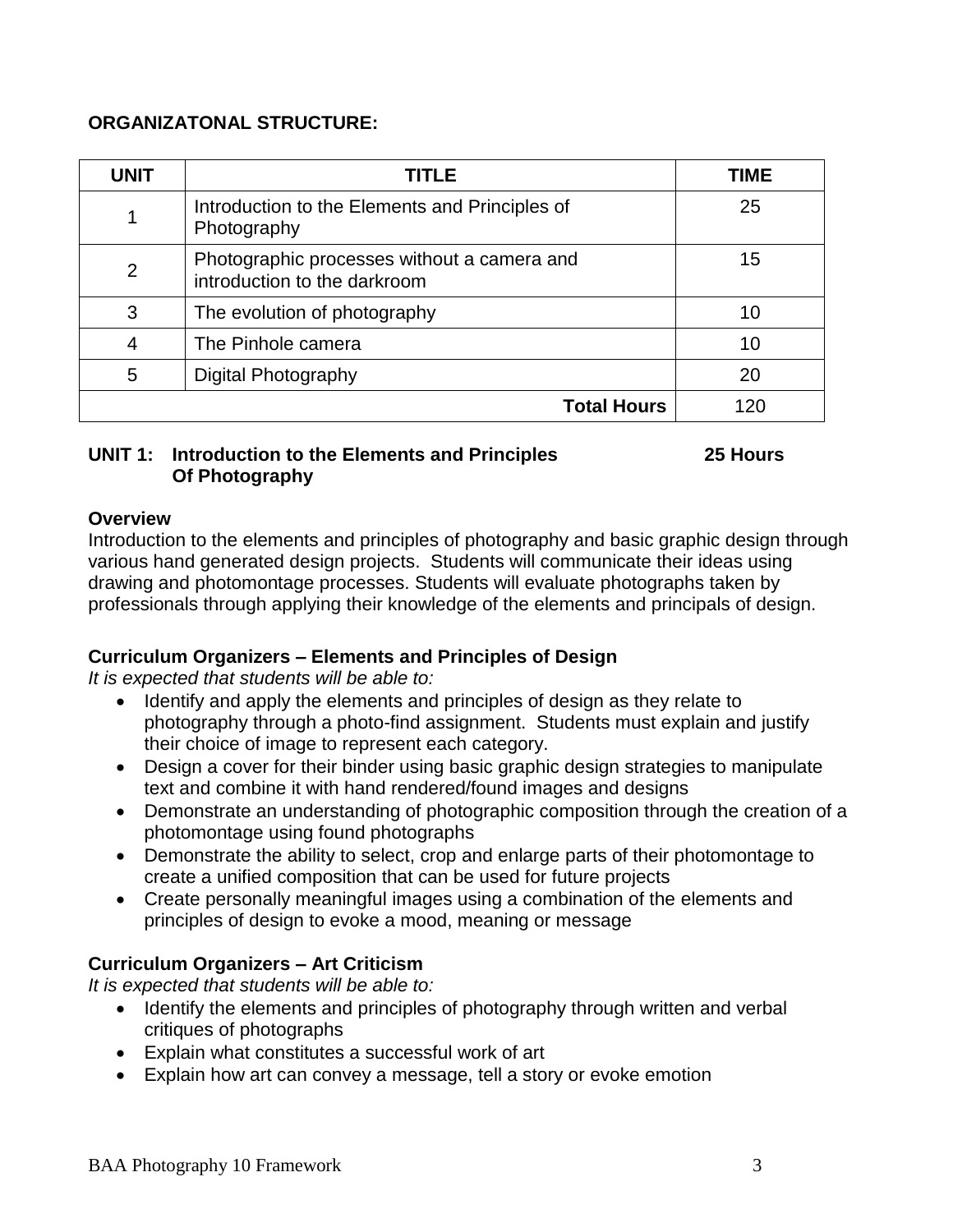**ORGANIZATONAL STRUCTURE:**

| UNIT | TITLE | TIME |
|---|---|---|
| 1 | Introduction to the Elements and Principles of Photography | 25 |
| 2 | Photographic processes without a camera and introduction to the darkroom | 15 |
| 3 | The evolution of photography | 10 |
| 4 | The Pinhole camera | 10 |
| 5 | Digital Photography | 20 |
| | **Total Hours** | 120 |

## UNIT 1: Introduction to the Elements and Principles Of Photography — 25 Hours

**Overview**

Introduction to the elements and principles of photography and basic graphic design through various hand generated design projects. Students will communicate their ideas using drawing and photomontage processes. Students will evaluate photographs taken by professionals through applying their knowledge of the elements and principals of design.

**Curriculum Organizers – Elements and Principles of Design**

*It is expected that students will be able to:*

- Identify and apply the elements and principles of design as they relate to photography through a photo-find assignment. Students must explain and justify their choice of image to represent each category.
- Design a cover for their binder using basic graphic design strategies to manipulate text and combine it with hand rendered/found images and designs
- Demonstrate an understanding of photographic composition through the creation of a photomontage using found photographs
- Demonstrate the ability to select, crop and enlarge parts of their photomontage to create a unified composition that can be used for future projects
- Create personally meaningful images using a combination of the elements and principles of design to evoke a mood, meaning or message

**Curriculum Organizers – Art Criticism**

*It is expected that students will be able to:*

- Identify the elements and principles of photography through written and verbal critiques of photographs
- Explain what constitutes a successful work of art
- Explain how art can convey a message, tell a story or evoke emotion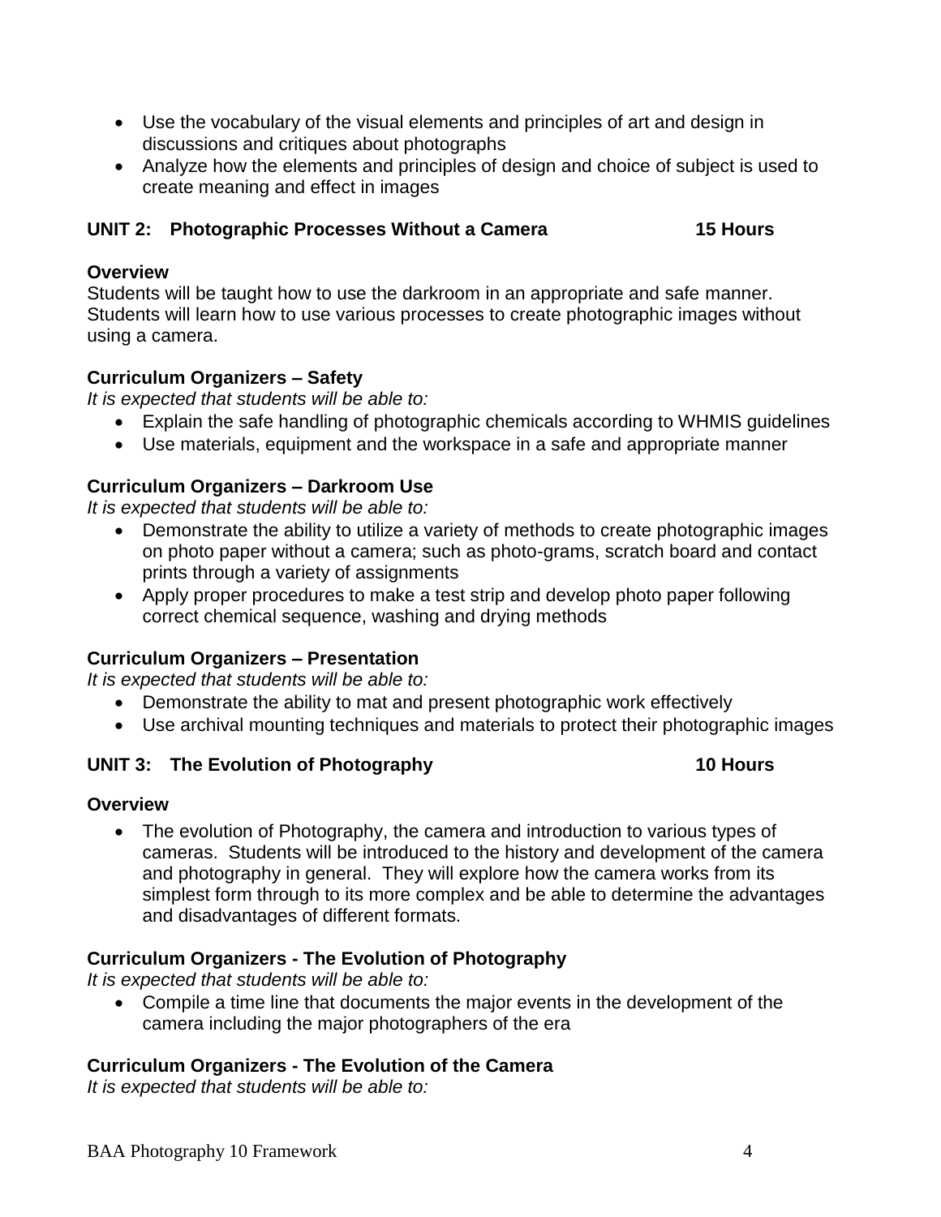- Use the vocabulary of the visual elements and principles of art and design in discussions and critiques about photographs
- Analyze how the elements and principles of design and choice of subject is used to create meaning and effect in images

## UNIT 2: Photographic Processes Without a Camera — 15 Hours

**Overview**

Students will be taught how to use the darkroom in an appropriate and safe manner. Students will learn how to use various processes to create photographic images without using a camera.

**Curriculum Organizers – Safety**

*It is expected that students will be able to:*

- Explain the safe handling of photographic chemicals according to WHMIS guidelines
- Use materials, equipment and the workspace in a safe and appropriate manner

**Curriculum Organizers – Darkroom Use**

*It is expected that students will be able to:*

- Demonstrate the ability to utilize a variety of methods to create photographic images on photo paper without a camera; such as photo-grams, scratch board and contact prints through a variety of assignments
- Apply proper procedures to make a test strip and develop photo paper following correct chemical sequence, washing and drying methods

**Curriculum Organizers – Presentation**

*It is expected that students will be able to:*

- Demonstrate the ability to mat and present photographic work effectively
- Use archival mounting techniques and materials to protect their photographic images

## UNIT 3: The Evolution of Photography — 10 Hours

**Overview**

- The evolution of Photography, the camera and introduction to various types of cameras. Students will be introduced to the history and development of the camera and photography in general. They will explore how the camera works from its simplest form through to its more complex and be able to determine the advantages and disadvantages of different formats.

**Curriculum Organizers - The Evolution of Photography**

*It is expected that students will be able to:*

- Compile a time line that documents the major events in the development of the camera including the major photographers of the era

**Curriculum Organizers - The Evolution of the Camera**

*It is expected that students will be able to:*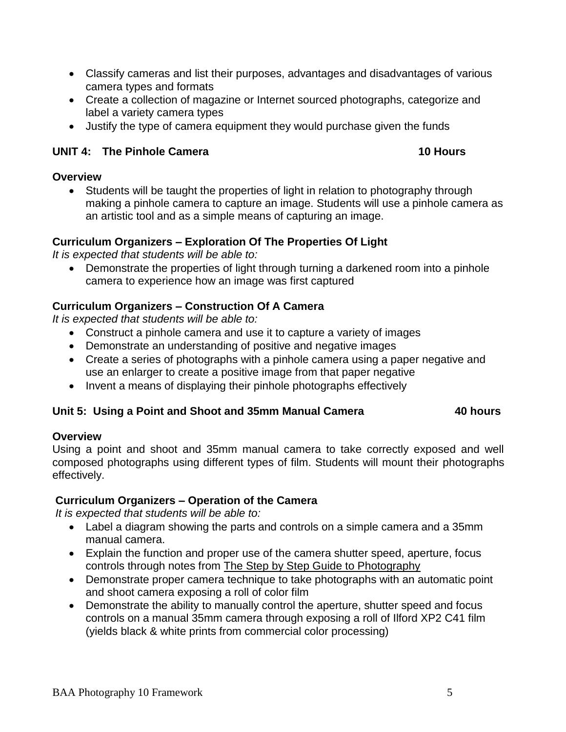- Classify cameras and list their purposes, advantages and disadvantages of various camera types and formats
- Create a collection of magazine or Internet sourced photographs, categorize and label a variety camera types
- Justify the type of camera equipment they would purchase given the funds

## UNIT 4: The Pinhole Camera — 10 Hours

**Overview**

- Students will be taught the properties of light in relation to photography through making a pinhole camera to capture an image. Students will use a pinhole camera as an artistic tool and as a simple means of capturing an image.

**Curriculum Organizers – Exploration Of The Properties Of Light**

*It is expected that students will be able to:*

- Demonstrate the properties of light through turning a darkened room into a pinhole camera to experience how an image was first captured

**Curriculum Organizers – Construction Of A Camera**

*It is expected that students will be able to:*

- Construct a pinhole camera and use it to capture a variety of images
- Demonstrate an understanding of positive and negative images
- Create a series of photographs with a pinhole camera using a paper negative and use an enlarger to create a positive image from that paper negative
- Invent a means of displaying their pinhole photographs effectively

## Unit 5: Using a Point and Shoot and 35mm Manual Camera — 40 hours

**Overview**

Using a point and shoot and 35mm manual camera to take correctly exposed and well composed photographs using different types of film. Students will mount their photographs effectively.

**Curriculum Organizers – Operation of the Camera**

*It is expected that students will be able to:*

- Label a diagram showing the parts and controls on a simple camera and a 35mm manual camera.
- Explain the function and proper use of the camera shutter speed, aperture, focus controls through notes from The Step by Step Guide to Photography
- Demonstrate proper camera technique to take photographs with an automatic point and shoot camera exposing a roll of color film
- Demonstrate the ability to manually control the aperture, shutter speed and focus controls on a manual 35mm camera through exposing a roll of Ilford XP2 C41 film (yields black & white prints from commercial color processing)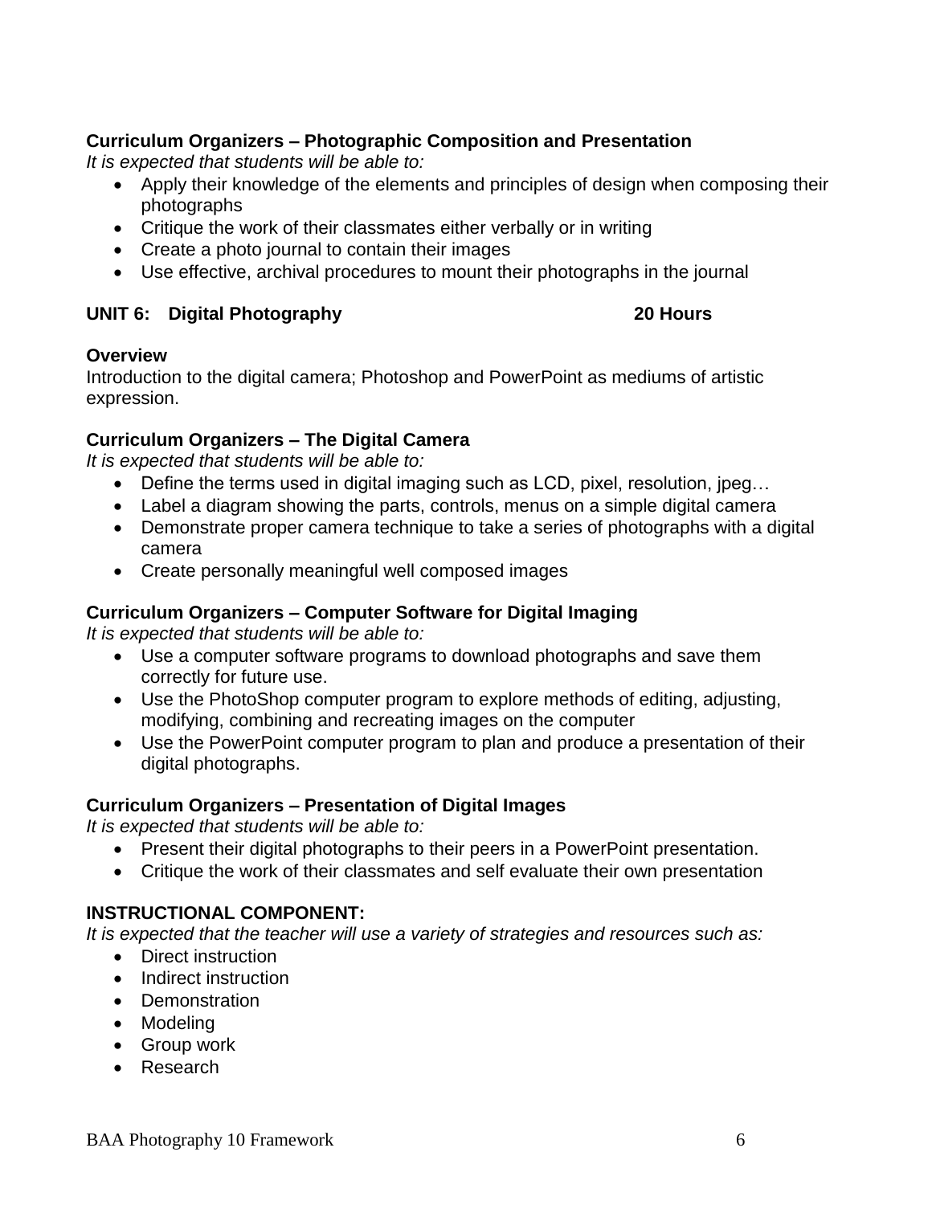**Curriculum Organizers – Photographic Composition and Presentation**

*It is expected that students will be able to:*

- Apply their knowledge of the elements and principles of design when composing their photographs
- Critique the work of their classmates either verbally or in writing
- Create a photo journal to contain their images
- Use effective, archival procedures to mount their photographs in the journal

## UNIT 6: Digital Photography — 20 Hours

**Overview**

Introduction to the digital camera; Photoshop and PowerPoint as mediums of artistic expression.

**Curriculum Organizers – The Digital Camera**

*It is expected that students will be able to:*

- Define the terms used in digital imaging such as LCD, pixel, resolution, jpeg…
- Label a diagram showing the parts, controls, menus on a simple digital camera
- Demonstrate proper camera technique to take a series of photographs with a digital camera
- Create personally meaningful well composed images

**Curriculum Organizers – Computer Software for Digital Imaging**

*It is expected that students will be able to:*

- Use a computer software programs to download photographs and save them correctly for future use.
- Use the PhotoShop computer program to explore methods of editing, adjusting, modifying, combining and recreating images on the computer
- Use the PowerPoint computer program to plan and produce a presentation of their digital photographs.

**Curriculum Organizers – Presentation of Digital Images**

*It is expected that students will be able to:*

- Present their digital photographs to their peers in a PowerPoint presentation.
- Critique the work of their classmates and self evaluate their own presentation

**INSTRUCTIONAL COMPONENT:**

*It is expected that the teacher will use a variety of strategies and resources such as:*

- Direct instruction
- Indirect instruction
- Demonstration
- Modeling
- Group work
- Research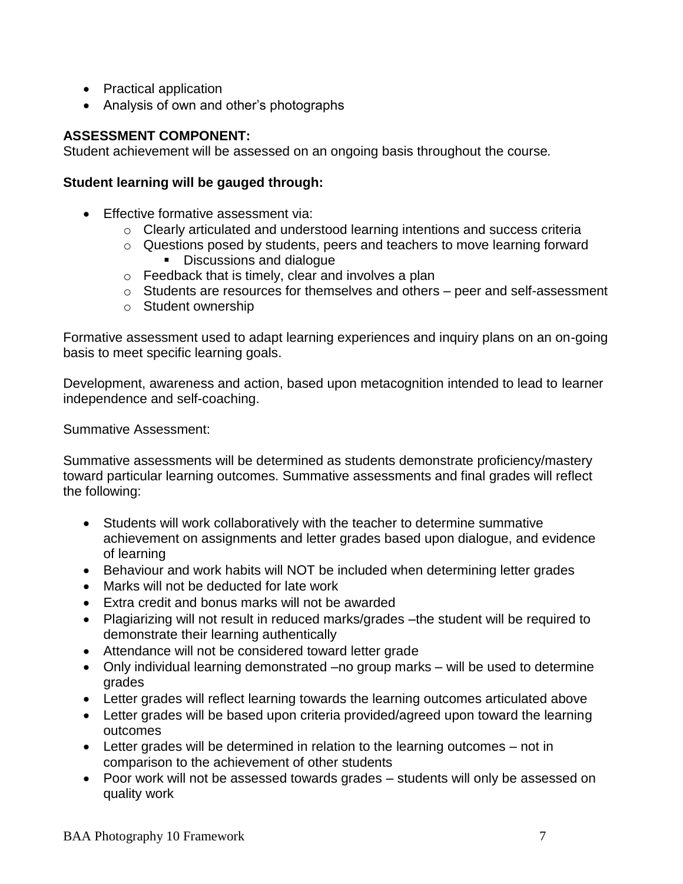- Practical application
- Analysis of own and other's photographs

**ASSESSMENT COMPONENT:**
Student achievement will be assessed on an ongoing basis throughout the course.

**Student learning will be gauged through:**

- Effective formative assessment via:
  - Clearly articulated and understood learning intentions and success criteria
  - Questions posed by students, peers and teachers to move learning forward
    - Discussions and dialogue
  - Feedback that is timely, clear and involves a plan
  - Students are resources for themselves and others – peer and self-assessment
  - Student ownership

Formative assessment used to adapt learning experiences and inquiry plans on an on-going basis to meet specific learning goals.

Development, awareness and action, based upon metacognition intended to lead to learner independence and self-coaching.

Summative Assessment:

Summative assessments will be determined as students demonstrate proficiency/mastery toward particular learning outcomes. Summative assessments and final grades will reflect the following:

- Students will work collaboratively with the teacher to determine summative achievement on assignments and letter grades based upon dialogue, and evidence of learning
- Behaviour and work habits will NOT be included when determining letter grades
- Marks will not be deducted for late work
- Extra credit and bonus marks will not be awarded
- Plagiarizing will not result in reduced marks/grades –the student will be required to demonstrate their learning authentically
- Attendance will not be considered toward letter grade
- Only individual learning demonstrated –no group marks – will be used to determine grades
- Letter grades will reflect learning towards the learning outcomes articulated above
- Letter grades will be based upon criteria provided/agreed upon toward the learning outcomes
- Letter grades will be determined in relation to the learning outcomes – not in comparison to the achievement of other students
- Poor work will not be assessed towards grades – students will only be assessed on quality work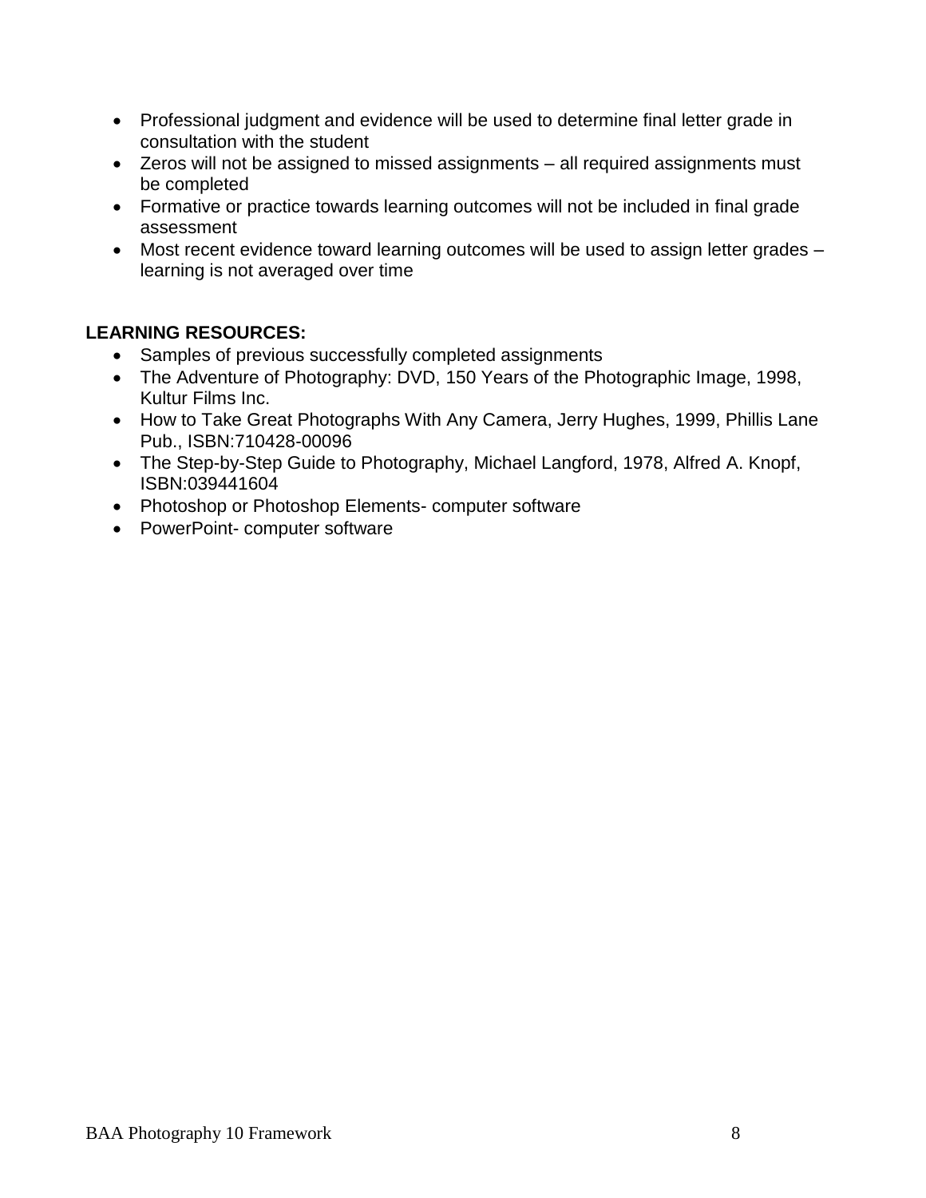- Professional judgment and evidence will be used to determine final letter grade in consultation with the student
- Zeros will not be assigned to missed assignments – all required assignments must be completed
- Formative or practice towards learning outcomes will not be included in final grade assessment
- Most recent evidence toward learning outcomes will be used to assign letter grades – learning is not averaged over time

**LEARNING RESOURCES:**

- Samples of previous successfully completed assignments
- The Adventure of Photography: DVD, 150 Years of the Photographic Image, 1998, Kultur Films Inc.
- How to Take Great Photographs With Any Camera, Jerry Hughes, 1999, Phillis Lane Pub., ISBN:710428-00096
- The Step-by-Step Guide to Photography, Michael Langford, 1978, Alfred A. Knopf, ISBN:039441604
- Photoshop or Photoshop Elements- computer software
- PowerPoint- computer software